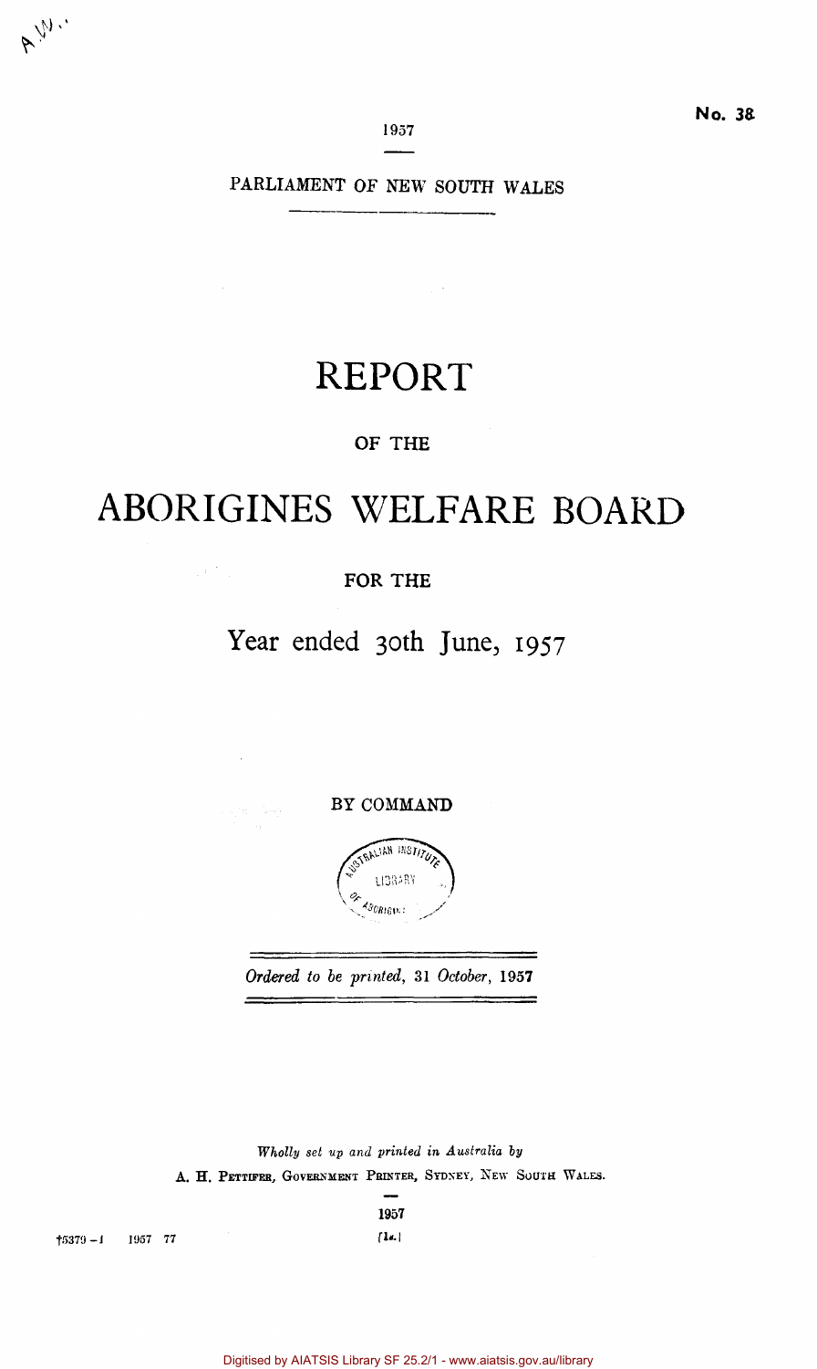No. 38

1957

PARLIAMENT OF NEW SOUTH WALES

# REPORT

OF THE

# ABORIGINES WELFARE BOARD

FOR THE

## Year ended 30th June, 1957

BY COMMAND

*Ordered to be printed, 31 October, 1957*

*Wholly set up and printed in Australia by*
A. H. PETTIFER, GOVERNMENT PRINTER, SYDNEY, NEW SOUTH WALES.

1957

†5379—1 1957 77 [1s.]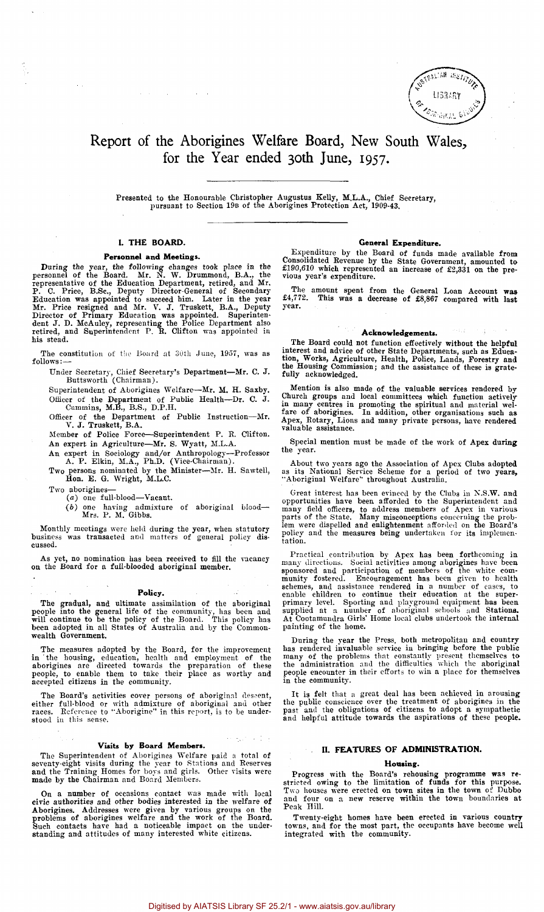# Report of the Aborigines Welfare Board, New South Wales, for the Year ended 30th June, 1957.

Presented to the Honourable Christopher Augustus Kelly, M.L.A., Chief Secretary, pursuant to Section 19B of the Aborigines Protection Act, 1909-43.

## I. THE BOARD.

### Personnel and Meetings.

During the year, the following changes took place in the personnel of the Board. Mr. N. W. Drummond, B.A., the representative of the Education Department, retired, and Mr. P. C. Price, B.Sc., Deputy Director-General of Secondary Education was appointed to succeed him. Later in the year Mr. Price resigned and Mr. V. J. Truskett, B.A., Deputy Director of Primary Education was appointed. Superintendent J. D. McAuley, representing the Police Department also retired, and Superintendent P. R. Clifton was appointed in his stead.

The constitution of the Board at 30th June, 1957, was as follows:—

Under Secretary, Chief Secretary's Department—Mr. C. J. Buttsworth (Chairman).

Superintendent of Aborigines Welfare—Mr. M. H. Saxby.

Officer of the Department of Public Health—Dr. C. J. Cummins, M.B., B.S., D.P.H.

Officer of the Department of Public Instruction—Mr. V. J. Truskett, B.A.

Member of Police Force—Superintendent P. R. Clifton.

An expert in Agriculture—Mr. S. Wyatt, M.L.A.

An expert in Sociology and/or Anthropology—Professor A. P. Elkin, M.A., Ph.D. (Vice-Chairman).

Two persons nominated by the Minister—Mr. H. Sawtell, Hon. E. G. Wright, M.L.C.

Two aborigines—

(*a*) one full-blood—Vacant.

(*b*) one having admixture of aboriginal blood—Mrs. P. M. Gibbs.

Monthly meetings were held during the year, when statutory business was transacted and matters of general policy discussed.

As yet, no nomination has been received to fill the vacancy on the Board for a full-blooded aboriginal member.

### Policy.

The gradual, and ultimate assimilation of the aboriginal people into the general life of the community, has been and will continue to be the policy of the Board. This policy has been adopted in all States of Australia and by the Commonwealth Government.

The measures adopted by the Board, for the improvement in the housing, education, health and employment of the aborigines are directed towards the preparation of these people, to enable them to take their place as worthy and accepted citizens in the community.

The Board's activities cover persons of aboriginal descent, either full-blood or with admixture of aboriginal and other races. Reference to "Aborigine" in this report, is to be understood in this sense.

### Visits by Board Members.

The Superintendent of Aborigines Welfare paid a total of seventy-eight visits during the year to Stations and Reserves and the Training Homes for boys and girls. Other visits were made by the Chairman and Board Members.

On a number of occasions contact was made with local civic authorities and other bodies interested in the welfare of Aborigines. Addresses were given by various groups on the problems of aborigines welfare and the work of the Board. Such contacts have had a noticeable impact on the understanding and attitudes of many interested white citizens.

### General Expenditure.

Expenditure by the Board of funds made available from Consolidated Revenue by the State Government, amounted to £190,610 which represented an increase of £2,331 on the previous year's expenditure.

The amount spent from the General Loan Account was £4,772. This was a decrease of £8,867 compared with last year.

### Acknowledgements.

The Board could not function effectively without the helpful interest and advice of other State Departments, such as Education, Works, Agriculture, Health, Police, Lands, Forestry and the Housing Commission; and the assistance of these is gratefully acknowledged.

Mention is also made of the valuable services rendered by Church groups and local committees which function actively in many centres in promoting the spiritual and material welfare of aborigines. In addition, other organisations such as Apex, Rotary, Lions and many private persons, have rendered valuable assistance.

Special mention must be made of the work of Apex during the year.

About two years ago the Association of Apex Clubs adopted as its National Service Scheme for a period of two years, "Aboriginal Welfare" throughout Australia.

Great interest has been evinced by the Clubs in N.S.W. and opportunities have been afforded to the Superintendent and many field officers, to address members of Apex in various parts of the State. Many misconceptions concerning the problem were dispelled and enlightenment afforded on the Board's policy and the measures being undertaken for its implementation.

Practical contribution by Apex has been forthcoming in many directions. Social activities among aborigines have been sponsored and participation of members of the white community fostered. Encouragement has been given to health schemes, and assistance rendered in a number of cases, to enable children to continue their education at the super-primary level. Sporting and playground equipment has been supplied at a number of aboriginal schools and Stations. At Cootamundra Girls' Home local clubs undertook the internal painting of the home.

During the year the Press, both metropolitan and country has rendered invaluable service in bringing before the public many of the problems that constantly present themselves to the administration and the difficulties which the aboriginal people encounter in their efforts to win a place for themselves in the community.

It is felt that a great deal has been achieved in arousing the public conscience over the treatment of aborigines in the past and the obligations of citizens to adopt a sympathetic and helpful attitude towards the aspirations of these people.

## II. FEATURES OF ADMINISTRATION.

### Housing.

Progress with the Board's rehousing programme was restricted owing to the limitation of funds for this purpose. Two houses were erected on town sites in the town of Dubbo and four on a new reserve within the town boundaries at Peak Hill.

Twenty-eight homes have been erected in various country towns, and for the most part, the occupants have become well integrated with the community.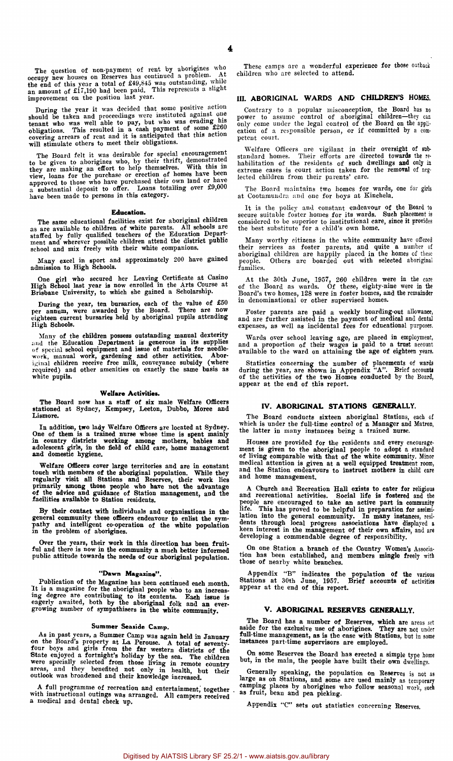The question of non-payment of rent by aborigines who occupy new houses on Reserves has continued a problem. At the end of this year a total of £49,845 was outstanding, while an amount of £17,190 had been paid. This represents a slight improvement on the position last year.

During the year it was decided that some positive action should be taken and proceedings were instituted against one tenant who was well able to pay, but who was evading his obligations. This resulted in a cash payment of some £260 covering arrears of rent and it is anticipated that this action will stimulate others to meet their obligations.

The Board felt it was desirable for special encouragement to be given to aborigines who, by their thrift, demonstrated they are making an effort to help themselves. With this in view, loans for the purchase or erection of homes have been approved to those who have purchased their own land or have a substantial deposit to offer. Loans totalling over £9,000 have been made to persons in this category.

#### Education.

The same educational facilities exist for aboriginal children as are available to children of white parents. All schools are staffed by fully qualified teachers of the Education Department and wherever possible children attend the district public school and mix freely with their white companions.

Many excel in sport and approximately 200 have gained admission to High Schools.

One girl who secured her Leaving Certificate at Casino High School last year is now enrolled in the Arts Course at Brisbane University, to which she gained a Scholarship.

During the year, ten bursaries, each of the value of £50 per annum, were awarded by the Board. There are now eighteen current bursaries held by aboriginal pupils attending High Schools.

Many of the children possess outstanding manual dexterity and the Education Department is generous in its supplies of special school equipment and issue of materials for needlework, manual work, gardening and other activities. Aboriginal children receive free milk, conveyance subsidy (where required) and other amenities on exactly the same basis as white pupils.

#### Welfare Activities.

The Board now has a staff of six male Welfare Officers stationed at Sydney, Kempsey, Leeton, Dubbo, Moree and Lismore.

In addition, two lady Welfare Officers are located at Sydney. One of them is a trained nurse whose time is spent mainly in country districts working among mothers, babies and adolescent girls, in the field of child care, home management and domestic hygiene.

Welfare Officers cover large territories and are in constant touch with members of the aboriginal population. While they regularly visit all Stations and Reserves, their work lies primarily among those people who have not the advantage of the advice and guidance of Station management, and the facilities available to Station residents.

By their contact with individuals and organisations in the general community these officers endeavour to enlist the sympathy and intelligent co-operation of the white population in the problem of aborigines.

Over the years, their work in this direction has been fruitful and there is now in the community a much better informed public attitude towards the needs of our aboriginal population.

#### "Dawn Magazine".

Publication of the Magazine has been continued each month. It is a magazine for the aboriginal people who to an increasing degree are contributing to its contents. Each issue is eagerly awaited, both by the aboriginal folk and an ever-growing number of sympathisers in the white community.

#### Summer Seaside Camp.

As in past years, a Summer Camp was again held in January on the Board's property at La Perouse. A total of seventy-four boys and girls from the far western districts of the State enjoyed a fortnight's holiday by the sea. The children were specially selected from those living in remote country areas, and they benefited not only in health, but their outlook was broadened and their knowledge increased.

A full programme of recreation and entertainment, together with instructional outings was arranged. All campers received a medical and dental check up.

These camps are a wonderful experience for those outback children who are selected to attend.

## III. ABORIGINAL WARDS AND CHILDREN'S HOMES.

Contrary to a popular misconception, the Board has no power to assume control of aboriginal children—they can only come under the legal control of the Board on the application of a responsible person, or if committed by a competent court.

Welfare Officers are vigilant in their oversight of substandard homes. Their efforts are directed towards the rehabilitation of the residents of such dwellings and only in extreme cases is court action taken for the removal of neglected children from their parents' care.

The Board maintains two homes for wards, one for girls at Cootamundra and one for boys at Kinchela.

It is the policy and constant endeavour of the Board to secure suitable foster homes for its wards. Such placement is considered to be superior to institutional care, since it provides the best substitute for a child's own home.

Many worthy citizens in the white community have offered their services as foster parents, and quite a number of aboriginal children are happily placed in the homes of these people. Others are boarded out with selected aboriginal families.

At the 30th June, 1957, 260 children were in the care of the Board as wards. Of these, eighty-nine were in the Board's two homes, 128 were in foster homes, and the remainder in denominational or other supervised homes.

Foster parents are paid a weekly boarding-out allowance, and are further assisted in the payment of medical and dental expenses, as well as incidental fees for educational purposes.

Wards over school leaving age, are placed in employment, and a proportion of their wages is paid to a trust account available to the ward on attaining the age of eighteen years.

Statistics concerning the number of placements of wards during the year, are shown in Appendix "A". Brief accounts of the activities of the two Homes conducted by the Board, appear at the end of this report.

## IV. ABORIGINAL STATIONS GENERALLY.

The Board conducts sixteen aboriginal Stations, each of which is under the full-time control of a Manager and Matron, the latter in many instances being a trained nurse.

Houses are provided for the residents and every encouragement is given to the aboriginal people to adopt a standard of living comparable with that of the white community. Minor medical attention is given at a well equipped treatment room, and the Station endeavours to instruct mothers in child care and home management.

A Church and Recreation Hall exists to cater for religious and recreational activities. Social life is fostered and the people are encouraged to take an active part in community life. This has proved to be helpful in preparation for assimilation into the general community. In many instances, residents through local progress associations have displayed a keen interest in the management of their own affairs, and are developing a commendable degree of responsibility.

On one Station a branch of the Country Women's Association has been established, and members mingle freely with those of nearby white branches.

Appendix "B" indicates the population of the various Stations at 30th June, 1957. Brief accounts of activities appear at the end of this report.

## V. ABORIGINAL RESERVES GENERALLY.

The Board has a number of Reserves, which are areas set aside for the exclusive use of aborigines. They are not under full-time management, as is the case with Stations, but in some instances part-time supervisors are employed.

On some Reserves the Board has erected a simple type home but, in the main, the people have built their own dwellings.

Generally speaking, the population on Reserves is not as large as on Stations, and some are used mainly as temporary camping places by aborigines who follow seasonal work, such as fruit, bean and pea picking.

Appendix "C" sets out statistics concerning Reserves.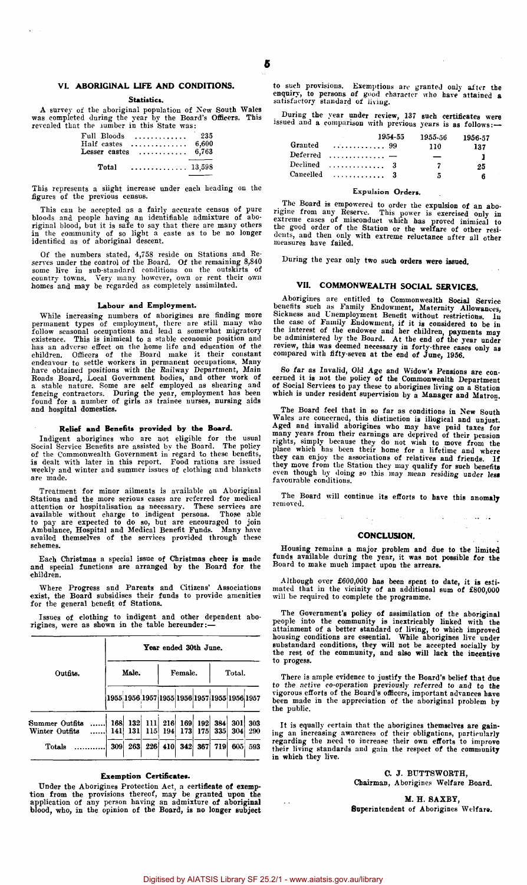## VI. ABORIGINAL LIFE AND CONDITIONS.

### Statistics.

A survey of the aboriginal population of New South Wales was completed during the year by the Board's Officers. This revealed that the number in this State was:

| | |
|---|---|
| Full Bloods | 235 |
| Half castes | 6,600 |
| Lesser castes | 6,763 |
| Total | 13,598 |

This represents a slight increase under each heading on the figures of the previous census.

This can be accepted as a fairly accurate census of pure bloods and people having an identifiable admixture of aboriginal blood, but it is safe to say that there are many others in the community of so light a caste as to be no longer identified as of aboriginal descent.

Of the numbers stated, 4,758 reside on Stations and Reserves under the control of the Board. Of the remaining 8,840 some live in sub-standard conditions on the outskirts of country towns. Very many however, own or rent their own homes and may be regarded as completely assimilated.

### Labour and Employment.

While increasing numbers of aborigines are finding more permanent types of employment, there are still many who follow seasonal occupations and lead a somewhat migratory existence. This is inimical to a stable economic position and has an adverse effect on the home life and education of the children. Officers of the Board make it their constant endeavour to settle workers in permanent occupations. Many have obtained positions with the Railway Department, Main Roads Board, Local Government bodies, and other work of a stable nature. Some are self employed as shearing and fencing contractors. During the year, employment has been found for a number of girls as trainee nurses, nursing aids and hospital domestics.

### Relief and Benefits provided by the Board.

Indigent aborigines who are not eligible for the usual Social Service Benefits are assisted by the Board. The policy of the Commonwealth Government in regard to these benefits, is dealt with later in this report. Food rations are issued weekly and winter and summer issues of clothing and blankets are made.

Treatment for minor ailments is available on Aboriginal Stations and the more serious cases are referred for medical attention or hospitalisation as necessary. These services are available without charge to indigent persons. Those able to pay are expected to do so, but are encouraged to join Ambulance, Hospital and Medical Benefit Funds. Many have availed themselves of the services provided through these schemes.

Each Christmas a special issue of Christmas cheer is made and special functions are arranged by the Board for the children.

Where Progress and Parents and Citizens' Associations exist, the Board subsidises their funds to provide amenities for the general benefit of Stations.

Issues of clothing to indigent and other dependent aborigines, were as shown in the table hereunder:—

| Outfits. | Year ended 30th June. | | | | | | | | |
|---|---|---|---|---|---|---|---|---|---|
| | Male. | | | Female. | | | Total. | | |
| | 1955 | 1956 | 1957 | 1955 | 1956 | 1957 | 1955 | 1956 | 1957 |
| Summer Outfits | 168 | 132 | 111 | 216 | 169 | 192 | 384 | 301 | 303 |
| Winter Outfits | 141 | 131 | 115 | 194 | 173 | 175 | 335 | 304 | 290 |
| Totals | 309 | 263 | 226 | 410 | 342 | 367 | 719 | 605 | 593 |

### Exemption Certificates.

Under the Aborigines Protection Act, a certificate of exemption from the provisions thereof, may be granted upon the application of any person having an admixture of aboriginal blood, who, in the opinion of the Board, is no longer subject to such provisions. Exemptions are granted only after the enquiry, to persons of good character who have attained a satisfactory standard of living.

During the year under review, 137 such certificates were issued and a comparison with previous years is as follows:—

| | 1954-55 | 1955-56 | 1956-57 |
|---|---|---|---|
| Granted | 99 | 110 | 137 |
| Deferred | — | — | 1 |
| Declined | 3 | 7 | 25 |
| Cancelled | 3 | 5 | 6 |

### Expulsion Orders.

The Board is empowered to order the expulsion of an aborigine from any Reserve. This power is exercised only in extreme cases of misconduct which has proved inimical to the good order of the Station or the welfare of other residents, and then only with extreme reluctance after all other measures have failed.

During the year only **two such orders were issued.**

## VII. COMMONWEALTH SOCIAL SERVICES.

Aborigines are entitled to Commonwealth Social Service benefits such as Family Endowment, Maternity Allowances, Sickness and Unemployment Benefit without restrictions. In the case of Family Endowment, if it is considered to be in the interest of the endowee and her children, payments may be administered by the Board. At the end of the year under review, this was deemed necessary in forty-three cases only as compared with fifty-seven at the end of June, 1956.

So far as Invalid, Old Age and Widow's Pensions are concerned it is not the policy of the Commonwealth Department of Social Services to pay these to aborigines living on a Station which is under resident supervision by a Manager and Matron.

The Board feel that in so far as conditions in New South Wales are concerned, this distinction is illogical and unjust. Aged and invalid aborigines who may have paid taxes for many years from their earnings are deprived of their pension rights, simply because they do not wish to move from the place which has been their home for a lifetime and where they can enjoy the associations of relatives and friends. If they move from the Station they may qualify for such benefits even though by doing so this may mean residing under less favourable conditions.

The Board will continue its efforts to have this anomaly removed.

## CONCLUSION.

Housing remains a major problem and due to the limited funds available during the year, it was not possible for the Board to make much impact upon the arrears.

Although over £600,000 has been spent to date, it is estimated that in the vicinity of an additional sum of £800,000 will be required to complete the programme.

The Government's policy of assimilation of the aboriginal people into the community is inextricably linked with the attainment of a better standard of living, to which improved housing conditions are essential. While aborigines live under substandard conditions, they will not be accepted socially by the rest of the community, and also will lack the incentive to progess.

There is ample evidence to justify the Board's belief that due to the active co-operation previously referred to and to the vigorous efforts of the Board's officers, important advances have been made in the appreciation of the aboriginal problem by the public.

It is equally certain that the aborigines themselves are gaining an increasing awareness of their obligations, particularly regarding the need to increase their own efforts to improve their living standards and gain the respect of the community in which they live.

C. J. BUTTSWORTH,
Chairman, Aborigines Welfare Board.

M. H. SAXBY,
Superintendent of Aborigines Welfare.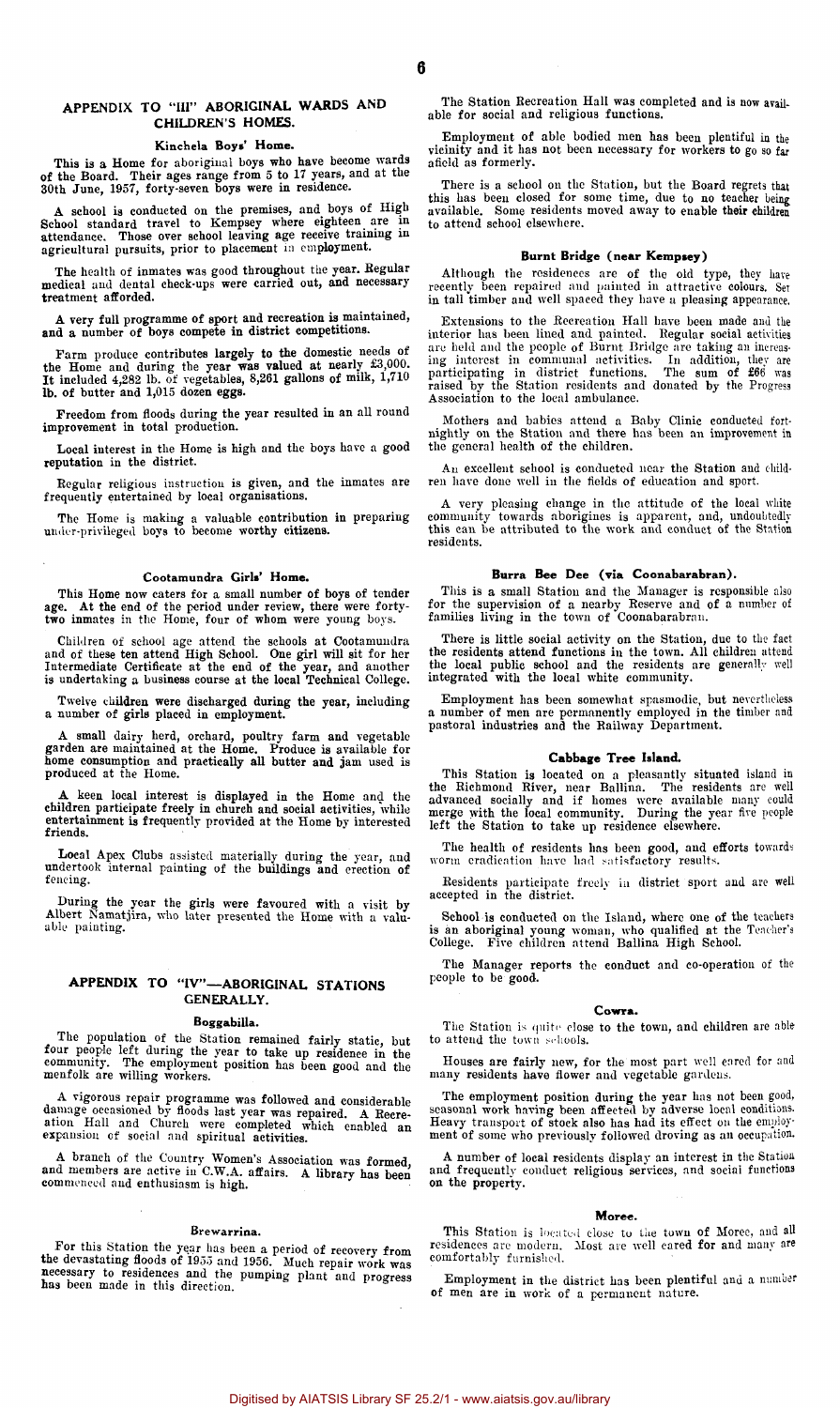## APPENDIX TO "III" ABORIGINAL WARDS AND CHILDREN'S HOMES.

### Kinchela Boys' Home.

This is a Home for aboriginal boys who have become wards of the Board. Their ages range from 5 to 17 years, and at the 30th June, 1957, forty-seven boys were in residence.

A school is conducted on the premises, and boys of High School standard travel to Kempsey where eighteen are in attendance. Those over school leaving age receive training in agricultural pursuits, prior to placement in employment.

The health of inmates was good throughout the year. Regular medical and dental check-ups were carried out, and necessary treatment afforded.

A very full programme of sport and recreation is maintained, and a number of boys compete in district competitions.

Farm produce contributes largely to the domestic needs of the Home and during the year was valued at nearly £3,000. It included 4,282 lb. of vegetables, 8,261 gallons of milk, 1,710 lb. of butter and 1,015 dozen eggs.

Freedom from floods during the year resulted in an all round improvement in total production.

Local interest in the Home is high and the boys have a good reputation in the district.

Regular religious instruction is given, and the inmates are frequently entertained by local organisations.

The Home is making a valuable contribution in preparing under-privileged boys to become worthy citizens.

### Cootamundra Girls' Home.

This Home now caters for a small number of boys of tender age. At the end of the period under review, there were forty-two inmates in the Home, four of whom were young boys.

Children of school age attend the schools at Cootamundra and of these ten attend High School. One girl will sit for her Intermediate Certificate at the end of the year, and another is undertaking a business course at the local Technical College.

Twelve children were discharged during the year, including a number of girls placed in employment.

A small dairy herd, orchard, poultry farm and vegetable garden are maintained at the Home. Produce is available for home consumption and practically all butter and jam used is produced at the Home.

A keen local interest is displayed in the Home and the children participate freely in church and social activities, while entertainment is frequently provided at the Home by interested friends.

Local Apex Clubs assisted materially during the year, and undertook internal painting of the buildings and erection of fencing.

During the year the girls were favoured with a visit by Albert Namatjira, who later presented the Home with a valuable painting.

## APPENDIX TO "IV"—ABORIGINAL STATIONS GENERALLY.

### Boggabilla.

The population of the Station remained fairly static, but four people left during the year to take up residence in the community. The employment position has been good and the menfolk are willing workers.

A vigorous repair programme was followed and considerable damage occasioned by floods last year was repaired. A Recreation Hall and Church were completed which enabled an expansion of social and spiritual activities.

A branch of the Country Women's Association was formed, and members are active in C.W.A. affairs. A library has been commenced and enthusiasm is high.

### Brewarrina.

For this Station the year has been a period of recovery from the devastating floods of 1955 and 1956. Much repair work was necessary to residences and the pumping plant and progress has been made in this direction.

The Station Recreation Hall was completed and is now available for social and religious functions.

Employment of able bodied men has been plentiful in the vicinity and it has not been necessary for workers to go so far afield as formerly.

There is a school on the Station, but the Board regrets that this has been closed for some time, due to no teacher being available. Some residents moved away to enable their children to attend school elsewhere.

### Burnt Bridge (near Kempsey)

Although the residences are of the old type, they have recently been repaired and painted in attractive colours. Set in tall timber and well spaced they have a pleasing appearance.

Extensions to the Recreation Hall have been made and the interior has been lined and painted. Regular social activities are held and the people of Burnt Bridge are taking an increasing interest in communal activities. In addition, they are participating in district functions. The sum of £66 was raised by the Station residents and donated by the Progress Association to the local ambulance.

Mothers and babies attend a Baby Clinic conducted fortnightly on the Station and there has been an improvement in the general health of the children.

An excellent school is conducted near the Station and children have done well in the fields of education and sport.

A very pleasing change in the attitude of the local white community towards aborigines is apparent, and, undoubtedly this can be attributed to the work and conduct of the Station residents.

### Burra Bee Dee (via Coonabarabran).

This is a small Station and the Manager is responsible also for the supervision of a nearby Reserve and of a number of families living in the town of Coonabarabran.

There is little social activity on the Station, due to the fact the residents attend functions in the town. All children attend the local public school and the residents are generally well integrated with the local white community.

Employment has been somewhat spasmodic, but nevertheless a number of men are permanently employed in the timber and pastoral industries and the Railway Department.

### Cabbage Tree Island.

This Station is located on a pleasantly situated island in the Richmond River, near Ballina. The residents are well advanced socially and if homes were available many could merge with the local community. During the year five people left the Station to take up residence elsewhere.

The health of residents has been good, and efforts towards worm eradication have had satisfactory results.

Residents participate freely in district sport and are well accepted in the district.

School is conducted on the Island, where one of the teachers is an aboriginal young woman, who qualified at the Teacher's College. Five children attend Ballina High School.

The Manager reports the conduct and co-operation of the people to be good.

### Cowra.

The Station is quite close to the town, and children are able to attend the town schools.

Houses are fairly new, for the most part well cared for and many residents have flower and vegetable gardens.

The employment position during the year has not been good, seasonal work having been affected by adverse local conditions. Heavy transport of stock also has had its effect on the employment of some who previously followed droving as an occupation.

A number of local residents display an interest in the Station and frequently conduct religious services, and social functions on the property.

### Moree.

This Station is located close to the town of Moree, and all residences are modern. Most are well cared for and many are comfortably furnished.

Employment in the district has been plentiful and a number of men are in work of a permanent nature.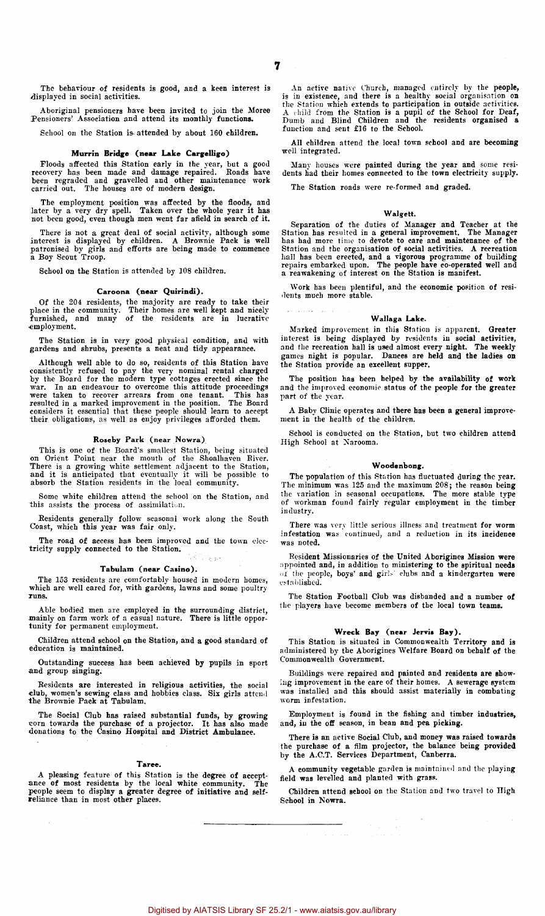The behaviour of residents is good, and a keen interest is displayed in social activities.

Aboriginal pensioners have been invited to join the Moree Pensioners' Association and attend its monthly functions.

School on the Station is attended by about 160 children.

### Murrin Bridge (near Lake Cargelligo)

Floods affected this Station early in the year, but a good recovery has been made and damage repaired. Roads have been regraded and gravelled and other maintenance work carried out. The houses are of modern design.

The employment position was affected by the floods, and later by a very dry spell. Taken over the whole year it has not been good, even though men went far afield in search of it.

There is not a great deal of social activity, although some interest is displayed by children. A Brownie Pack is well patronised by girls and efforts are being made to commence a Boy Scout Troop.

School on the Station is attended by 108 children.

### Caroona (near Quirindi).

Of the 204 residents, the majority are ready to take their place in the community. Their homes are well kept and nicely furnished, and many of the residents are in lucrative employment.

The Station is in very good physical condition, and with gardens and shrubs, presents a neat and tidy appearance.

Although well able to do so, residents of this Station have consistently refused to pay the very nominal rental charged by the Board for the modern type cottages erected since the war. In an endeavour to overcome this attitude proceedings were taken to recover arrears from one tenant. This has resulted in a marked improvement in the position. The Board considers it essential that these people should learn to accept their obligations, as well as enjoy privileges afforded them.

### Roseby Park (near Nowra)

This is one of the Board's smallest Station, being situated on Orient Point near the mouth of the Shoalhaven River. There is a growing white settlement adjacent to the Station, and it is anticipated that eventually it will be possible to absorb the Station residents in the local community.

Some white children attend the school on the Station, and this assists the process of assimilation.

Residents generally follow seasonal work along the South Coast, which this year was fair only.

The road of access has been improved and the town electricity supply connected to the Station.

### Tabulam (near Casino).

The 153 residents are comfortably housed in modern homes, which are well cared for, with gardens, lawns and some poultry runs.

Able bodied men are employed in the surrounding district, mainly on farm work of a casual nature. There is little opportunity for permanent employment.

Children attend school on the Station, and a good standard of education is maintained.

Outstanding success has been achieved by pupils in sport and group singing.

Residents are interested in religious activities, the social club, women's sewing class and hobbies class. Six girls attend the Brownie Pack at Tabulam.

The Social Club has raised substantial funds, by growing corn towards the purchase of a projector. It has also made donations to the Casino Hospital and District Ambulance.

### Taree.

A pleasing feature of this Station is the degree of acceptance of most residents by the local white community. The people seem to display a greater degree of initiative and self-reliance than in most other places.

An active native Church, managed entirely by the people, is in existence, and there is a healthy social organisation on the Station which extends to participation in outside activities. A child from the Station is a pupil of the School for Deaf, Dumb and Blind Children and the residents organised a function and sent £16 to the School.

All children attend the local town school and are becoming well integrated.

Many houses were painted during the year and some residents had their homes connected to the town electricity supply.

The Station roads were re-formed and graded.

### Walgett.

Separation of the duties of Manager and Teacher at the Station has resulted in a general improvement. The Manager has had more time to devote to care and maintenance of the Station and the organisation of social activities. A recreation hall has been erected, and a vigorous programme of building repairs embarked upon. The people have co-operated well and a reawakening of interest on the Station is manifest.

Work has been plentiful, and the economic position of residents much more stable.

### Wallaga Lake.

Marked improvement in this Station is apparent. Greater interest is being displayed by residents in social activities, and the recreation hall is used almost every night. The weekly games night is popular. Dances are held and the ladies on the Station provide an excellent supper.

The position has been helped by the availability of work and the improved economic status of the people for the greater part of the year.

A Baby Clinic operates and there has been a general improvement in the health of the children.

School is conducted on the Station, but two children attend High School at Narooma.

### Woodenbong.

The population of this Station has fluctuated during the year. The minimum was 125 and the maximum 208; the reason being the variation in seasonal occupations. The more stable type of workman found fairly regular employment in the timber industry.

There was very little serious illness and treatment for worm infestation was continued, and a reduction in its incidence was noted.

Resident Missionaries of the United Aborigines Mission were appointed and, in addition to ministering to the spiritual needs of the people, boys' and girls' clubs and a kindergarten were established.

The Station Football Club was disbanded and a number of the players have become members of the local town teams.

### Wreck Bay (near Jervis Bay).

This Station is situated in Commonwealth Territory and is administered by the Aborigines Welfare Board on behalf of the Commonwealth Government.

Buildings were repaired and painted and residents are showing improvement in the care of their homes. A sewerage system was installed and this should assist materially in combating worm infestation.

Employment is found in the fishing and timber industries, and, in the off season, in bean and pea picking.

There is an active Social Club, and money was raised towards the purchase of a film projector, the balance being provided by the A.C.T. Services Department, Canberra.

A community vegetable garden is maintained and the playing field was levelled and planted with grass.

Children attend school on the Station and two travel to High School in Nowra.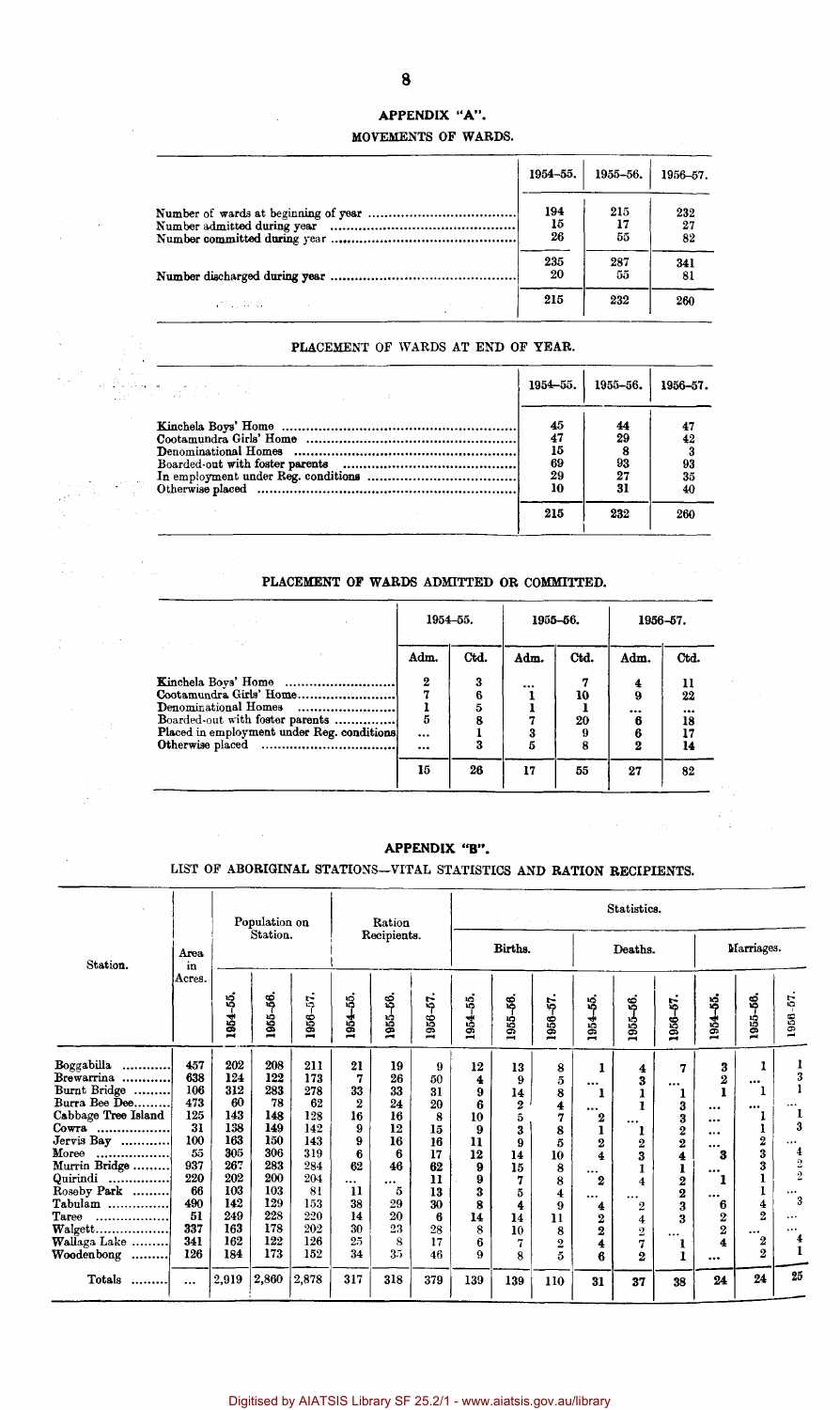# APPENDIX "A".

## MOVEMENTS OF WARDS.

| | 1954–55. | 1955–56. | 1956–57. |
|---|---|---|---|
| Number of wards at beginning of year | 194 | 215 | 232 |
| Number admitted during year | 15 | 17 | 27 |
| Number committed during year | 26 | 55 | 82 |
| | 235 | 287 | 341 |
| Number discharged during year | 20 | 55 | 81 |
| | 215 | 232 | 260 |

## PLACEMENT OF WARDS AT END OF YEAR.

| | 1954–55. | 1955–56. | 1956–57. |
|---|---|---|---|
| Kinchela Boys' Home | 45 | 44 | 47 |
| Cootamundra Girls' Home | 47 | 29 | 42 |
| Denominational Homes | 15 | 8 | 3 |
| Boarded-out with foster parents | 69 | 93 | 93 |
| In employment under Reg. conditions | 29 | 27 | 35 |
| Otherwise placed | 10 | 31 | 40 |
| | 215 | 232 | 260 |

## PLACEMENT OF WARDS ADMITTED OR COMMITTED.

| | 1954–55. | | 1955–56. | | 1956–57. | |
|---|---|---|---|---|---|---|
| | Adm. | Ctd. | Adm. | Ctd. | Adm. | Ctd. |
| Kinchela Boys' Home | 2 | 3 | ... | 7 | 4 | 11 |
| Cootamundra Girls' Home | 7 | 6 | 1 | 10 | 9 | 22 |
| Denominational Homes | 1 | 5 | 1 | 1 | ... | ... |
| Boarded-out with foster parents | 5 | 8 | 7 | 20 | 6 | 18 |
| Placed in employment under Reg. conditions | ... | 1 | 3 | 9 | 6 | 17 |
| Otherwise placed | ... | 3 | 5 | 8 | 2 | 14 |
| | 15 | 26 | 17 | 55 | 27 | 82 |

# APPENDIX "B".

## LIST OF ABORIGINAL STATIONS—VITAL STATISTICS AND RATION RECIPIENTS.

| Station. | Area in Acres. | Population on Station. | | | Ration Recipients. | | | Statistics. Births. | | | Deaths. | | | Marriages. | | |
|---|---|---|---|---|---|---|---|---|---|---|---|---|---|---|---|---|
| | | 1954-55. | 1955-56. | 1956-57. | 1954-55. | 1955-56. | 1956-57. | 1954-55. | 1955-56. | 1956-57. | 1954-55. | 1955-56. | 1956-57. | 1954-55. | 1955-56. | 1956-57. |
| Boggabilla | 457 | 202 | 208 | 211 | 21 | 19 | 9 | 12 | 13 | 8 | 1 | 4 | 7 | 3 | 1 | 1 |
| Brewarrina | 638 | 124 | 122 | 173 | 7 | 26 | 50 | 4 | 9 | 5 | ... | 3 | ... | 2 | ... | 3 |
| Burnt Bridge | 106 | 312 | 283 | 278 | 33 | 33 | 31 | 9 | 14 | 8 | 1 | 1 | 1 | 1 | 1 | 1 |
| Burra Bee Dee | 473 | 60 | 78 | 62 | 2 | 24 | 20 | 6 | 2 | 4 | ... | 1 | 3 | ... | ... | ... |
| Cabbage Tree Island | 125 | 143 | 148 | 128 | 16 | 16 | 8 | 10 | 5 | 7 | 2 | ... | 3 | ... | 1 | 1 |
| Cowra | 31 | 138 | 149 | 142 | 9 | 12 | 15 | 9 | 3 | 8 | 1 | 1 | 2 | ... | 1 | 3 |
| Jervis Bay | 100 | 163 | 150 | 143 | 9 | 16 | 16 | 11 | 9 | 5 | 2 | 2 | 2 | ... | 2 | ... |
| Moree | 55 | 305 | 306 | 319 | 6 | 6 | 17 | 12 | 14 | 10 | 4 | 3 | 4 | ... | 3 | 4 |
| Murrin Bridge | 937 | 267 | 283 | 284 | 62 | 46 | 62 | 9 | 15 | 8 | ... | 1 | 1 | 3 | 3 | 2 |
| Quirindi | 220 | 202 | 200 | 204 | ... | ... | 11 | 9 | 7 | 8 | 2 | 4 | 2 | 1 | 1 | 2 |
| Roseby Park | 66 | 103 | 103 | 81 | 11 | 5 | 13 | 3 | 5 | 4 | ... | ... | 2 | ... | 1 | ... |
| Tabulam | 490 | 142 | 129 | 153 | 38 | 29 | 30 | 8 | 4 | 9 | 4 | 2 | 3 | 6 | 4 | 3 |
| Taree | 51 | 249 | 228 | 220 | 14 | 20 | 6 | 14 | 14 | 11 | 2 | 4 | 3 | 2 | 2 | ... |
| Walgett | 337 | 163 | 178 | 202 | 30 | 23 | 28 | 8 | 10 | 8 | 2 | 2 | ... | 2 | ... | ... |
| Wallaga Lake | 341 | 162 | 122 | 126 | 25 | 8 | 17 | 6 | 7 | 2 | 4 | 7 | 1 | 4 | 2 | 4 |
| Woodenbong | 126 | 184 | 173 | 152 | 34 | 35 | 46 | 9 | 8 | 5 | 6 | 2 | 1 | ... | 2 | 1 |
| Totals | ... | 2,919 | 2,860 | 2,878 | 317 | 318 | 379 | 139 | 139 | 110 | 31 | 37 | 38 | 24 | 24 | 25 |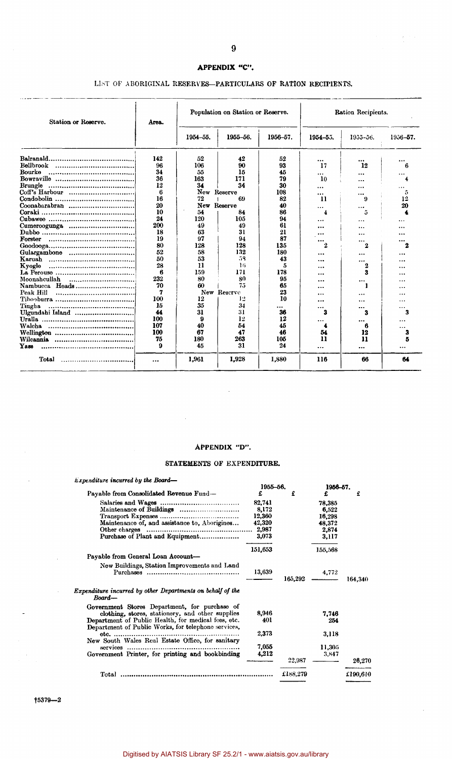## APPENDIX "C".

### LIST OF ABORIGINAL RESERVES—PARTICULARS OF RATION RECIPIENTS.

| Station or Reserve. | Area. | Population on Station or Reserve. | | | Ration Recipients. | | |
|---|---|---|---|---|---|---|---|
| | | 1954–55. | 1955–56. | 1956–57. | 1954–55. | 1955–56. | 1956–57. |
| Balranald | 142 | 52 | 42 | 52 | ... | ... | ... |
| Bellbrook | 96 | 106 | 90 | 93 | 17 | 12 | 6 |
| Bourke | 34 | 55 | 15 | 45 | ... | ... | ... |
| Bowraville | 36 | 163 | 171 | 79 | 10 | ... | 4 |
| Brungle | 12 | 34 | 34 | 30 | ... | ... | ... |
| Coff's Harbour | 6 | New Reserve | | 108 | ... | ... | 5 |
| Condobolin | 16 | 72 | 69 | 82 | 11 | 9 | 12 |
| Coonabarabran | 20 | New Reserve | | 40 | ... | ... | 20 |
| Coraki | 10 | 54 | 84 | 86 | 4 | 5 | 4 |
| Cubawee | 24 | 120 | 105 | 94 | ... | ... | ... |
| Cumeroogunga | 200 | 49 | 49 | 61 | ... | ... | ... |
| Dubbo | 18 | 63 | 31 | 21 | ... | ... | ... |
| Forster | 19 | 97 | 94 | 87 | ... | ... | ... |
| Goodooga | 80 | 128 | 128 | 135 | 2 | 2 | 2 |
| Gulargambone | 52 | 58 | 132 | 180 | ... | ... | ... |
| Karuah | 50 | 53 | 58 | 43 | ... | ... | ... |
| Kyogle | 28 | 11 | 16 | 5 | ... | 2 | ... |
| La Perouse | 6 | 159 | 171 | 178 | ... | 3 | ... |
| Moonahcullah | 232 | 80 | 80 | 95 | ... | ... | ... |
| Nambucca Heads | 70 | 60 | 75 | 65 | ... | 1 | ... |
| Peak Hill | 7 | New Reserve | | 23 | ... | ... | ... |
| Tibooburra | 100 | 12 | 12 | 10 | ... | ... | ... |
| Tingha | 15 | 35 | 34 | ... | ... | ... | ... |
| Ulgundahi Island | 44 | 31 | 31 | 36 | 3 | 3 | 3 |
| Uralla | 100 | 9 | 12 | 12 | ... | ... | ... |
| Walcha | 107 | 40 | 54 | 45 | 4 | 6 | ... |
| Wellington | 100 | 67 | 47 | 46 | 54 | 12 | 3 |
| Wilcannia | 75 | 180 | 263 | 105 | 11 | 11 | 5 |
| Yass | 9 | 45 | 31 | 24 | ... | ... | ... |
| Total | ... | 1,961 | 1,928 | 1,880 | 116 | 66 | 64 |

## APPENDIX "D".

### STATEMENTS OF EXPENDITURE.

*Expenditure incurred by the Board—*

| | 1955–56. £ | £ | 1956–57. £ | £ |
|---|---|---|---|---|
| Payable from Consolidated Revenue Fund— | | | | |
| Salaries and Wages | 82,741 | | 78,385 | |
| Maintenance of Buildings | 8,172 | | 6,522 | |
| Transport Expenses | 12,360 | | 16,298 | |
| Maintenance of, and assistance to, Aborigines | 42,320 | | 48,372 | |
| Other charges | 2,987 | | 2,874 | |
| Purchase of Plant and Equipment | 3,073 | | 3,117 | |
| | 151,653 | | 155,568 | |
| Payable from General Loan Account— | | | | |
| New Buildings, Station Improvements and Land Purchases | 13,639 | 165,292 | 4,772 | 164,340 |
| *Expenditure incurred by other Departments on behalf of the Board—* | | | | |
| Government Stores Department, for purchase of clothing, stores, stationery, and other supplies | 8,946 | | 7,746 | |
| Department of Public Health, for medical fees, etc. | 401 | | 254 | |
| Department of Public Works, for telephone services, etc. | 2,373 | | 3,118 | |
| New South Wales Real Estate Office, for sanitary services | 7,055 | | 11,305 | |
| Government Printer, for printing and bookbinding | 4,212 | 22,987 | 3,847 | 26,270 |
| Total | | £188,279 | | £190,610 |

†5379—2

Digitised by AIATSIS Library SF 25.2/1 - www.aiatsis.gov.au/library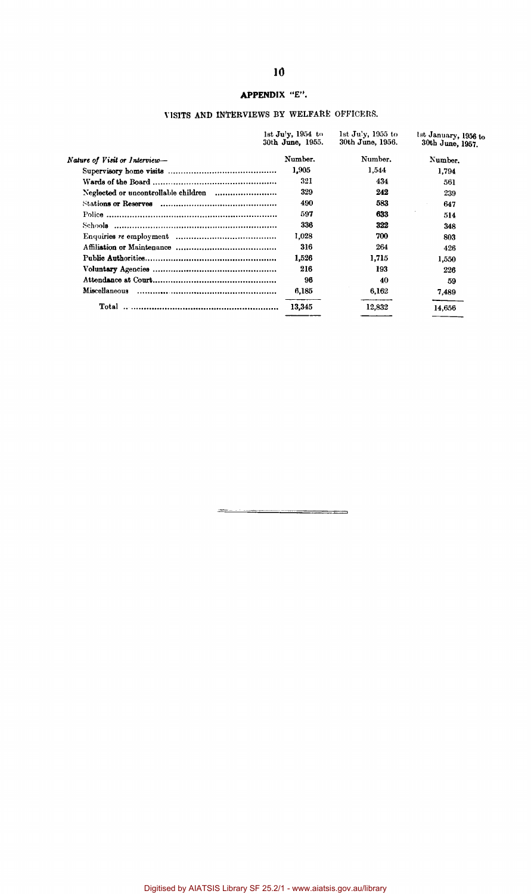## APPENDIX "E".

### VISITS AND INTERVIEWS BY WELFARE OFFICERS.

| | 1st July, 1954 to 30th June, 1955. | 1st July, 1955 to 30th June, 1956. | 1st January, 1956 to 30th June, 1957. |
|---|---|---|---|
| *Nature of Visit or Interview*— | Number. | Number. | Number. |
| Supervisory home visits | 1,905 | 1,544 | 1,794 |
| Wards of the Board | 321 | 434 | 561 |
| Neglected or uncontrollable children | 329 | 242 | 239 |
| Stations or Reserves | 490 | 583 | 647 |
| Police | 597 | 633 | 514 |
| Schools | 336 | 322 | 348 |
| Enquiries *re* employment | 1,028 | 700 | 803 |
| Affiliation or Maintenance | 316 | 264 | 426 |
| Public Authorities | 1,526 | 1,715 | 1,550 |
| Voluntary Agencies | 216 | 193 | 226 |
| Attendance at Court | 96 | 40 | 59 |
| Miscellaneous | 6,185 | 6,162 | 7,489 |
| Total | 13,345 | 12,832 | 14,656 |